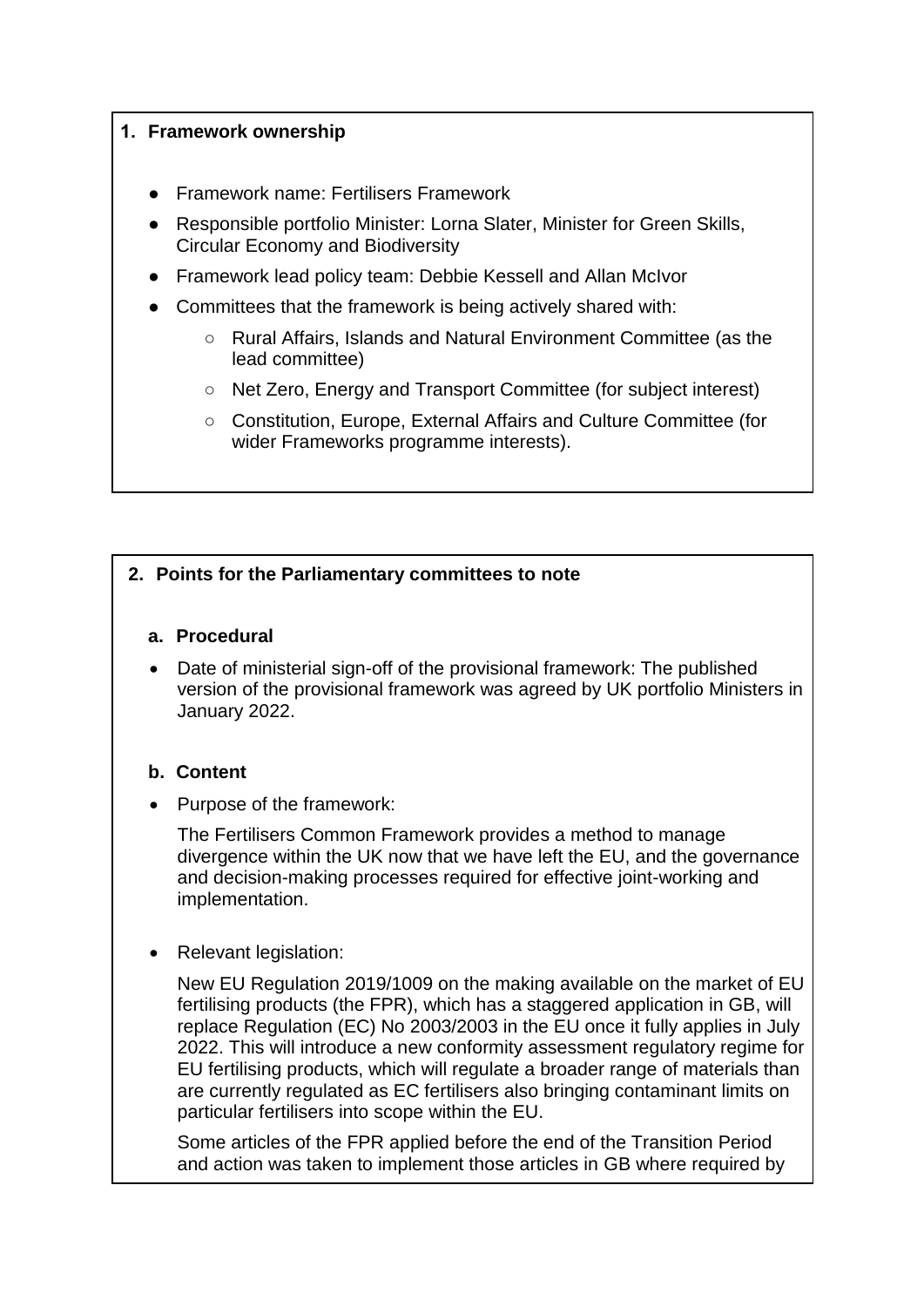## 1. Framework ownership

- Framework name: Fertilisers Framework
- Responsible portfolio Minister: Lorna Slater, Minister for Green Skills, Circular Economy and Biodiversity
- Framework lead policy team: Debbie Kessell and Allan McIvor
- Committees that the framework is being actively shared with:
  - Rural Affairs, Islands and Natural Environment Committee (as the lead committee)
  - Net Zero, Energy and Transport Committee (for subject interest)
  - Constitution, Europe, External Affairs and Culture Committee (for wider Frameworks programme interests).

## 2. Points for the Parliamentary committees to note

### a. Procedural

- Date of ministerial sign-off of the provisional framework: The published version of the provisional framework was agreed by UK portfolio Ministers in January 2022.

### b. Content

- Purpose of the framework:

  The Fertilisers Common Framework provides a method to manage divergence within the UK now that we have left the EU, and the governance and decision-making processes required for effective joint-working and implementation.

- Relevant legislation:

  New EU Regulation 2019/1009 on the making available on the market of EU fertilising products (the FPR), which has a staggered application in GB, will replace Regulation (EC) No 2003/2003 in the EU once it fully applies in July 2022. This will introduce a new conformity assessment regulatory regime for EU fertilising products, which will regulate a broader range of materials than are currently regulated as EC fertilisers also bringing contaminant limits on particular fertilisers into scope within the EU.

  Some articles of the FPR applied before the end of the Transition Period and action was taken to implement those articles in GB where required by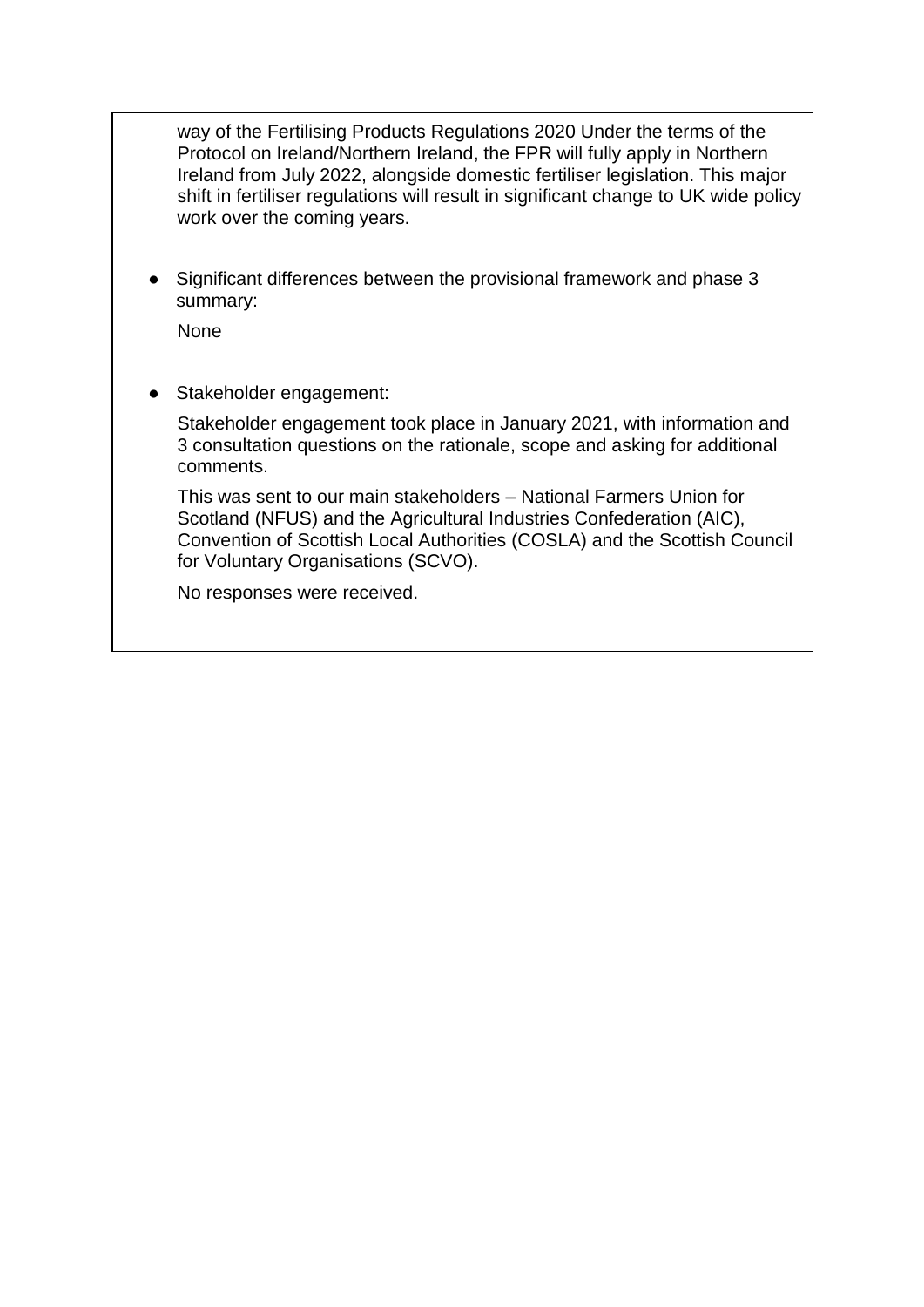way of the Fertilising Products Regulations 2020 Under the terms of the Protocol on Ireland/Northern Ireland, the FPR will fully apply in Northern Ireland from July 2022, alongside domestic fertiliser legislation. This major shift in fertiliser regulations will result in significant change to UK wide policy work over the coming years.

- Significant differences between the provisional framework and phase 3 summary:

  None

- Stakeholder engagement:

  Stakeholder engagement took place in January 2021, with information and 3 consultation questions on the rationale, scope and asking for additional comments.

  This was sent to our main stakeholders – National Farmers Union for Scotland (NFUS) and the Agricultural Industries Confederation (AIC), Convention of Scottish Local Authorities (COSLA) and the Scottish Council for Voluntary Organisations (SCVO).

  No responses were received.